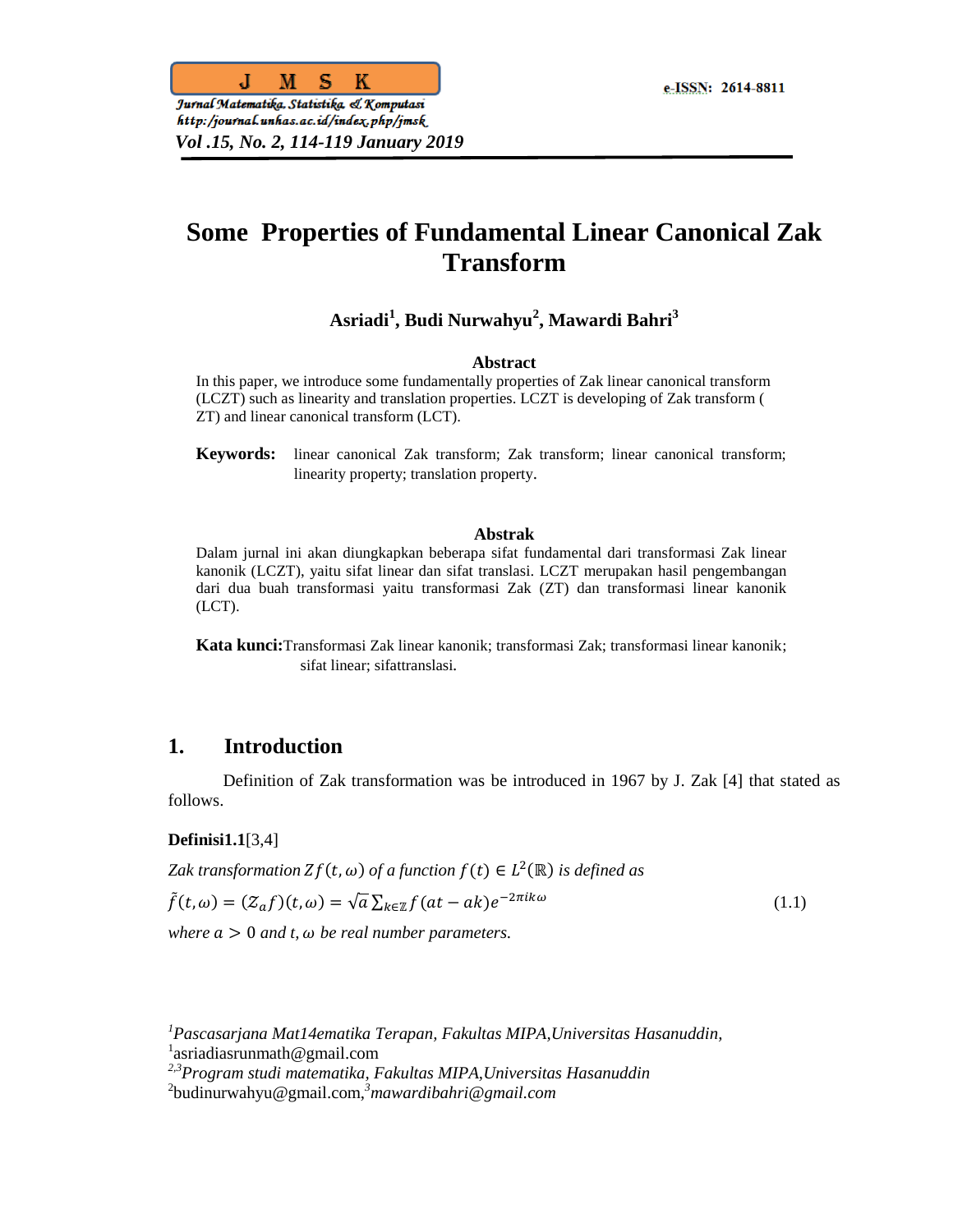# Some Properties of Fundamental Linear Canonical Zak Transform

**Asriadi[1], Budi Nurwahyu[2], Mawardi Bahri[3]**

### Abstract

In this paper, we introduce some fundamentally properties of Zak linear canonical transform (LCZT) such as linearity and translation properties. LCZT is developing of Zak transform ( ZT) and linear canonical transform (LCT).

**Keywords:** linear canonical Zak transform; Zak transform; linear canonical transform; linearity property; translation property.

### Abstrak

Dalam jurnal ini akan diungkapkan beberapa sifat fundamental dari transformasi Zak linear kanonik (LCZT), yaitu sifat linear dan sifat translasi. LCZT merupakan hasil pengembangan dari dua buah transformasi yaitu transformasi Zak (ZT) dan transformasi linear kanonik (LCT).

**Kata kunci:** Transformasi Zak linear kanonik; transformasi Zak; transformasi linear kanonik; sifat linear; sifattranslasi.

## 1. Introduction

Definition of Zak transformation was be introduced in 1967 by J. Zak [4] that stated as follows.

**Definisi1.1**[3,4]

*Zak transformation $Zf(t,\omega)$ of a function $f(t) \in L^2(\mathbb{R})$ is defined as*

$$\tilde{f}(t,\omega) = (\mathcal{Z}_a f)(t,\omega) = \sqrt{a}\sum_{k\in\mathbb{Z}} f(at - ak)e^{-2\pi ik\omega} \tag{1.1}$$

*where $a > 0$ and $t, \omega$ be real number parameters.*

---

[1]*Pascasarjana Mat14ematika Terapan, Fakultas MIPA,Universitas Hasanuddin,*
[1]asriadiasrunmath@gmail.com
[2,3]*Program studi matematika, Fakultas MIPA,Universitas Hasanuddin*
[2]budinurwahyu@gmail.com,[3]*mawardibahri@gmail.com*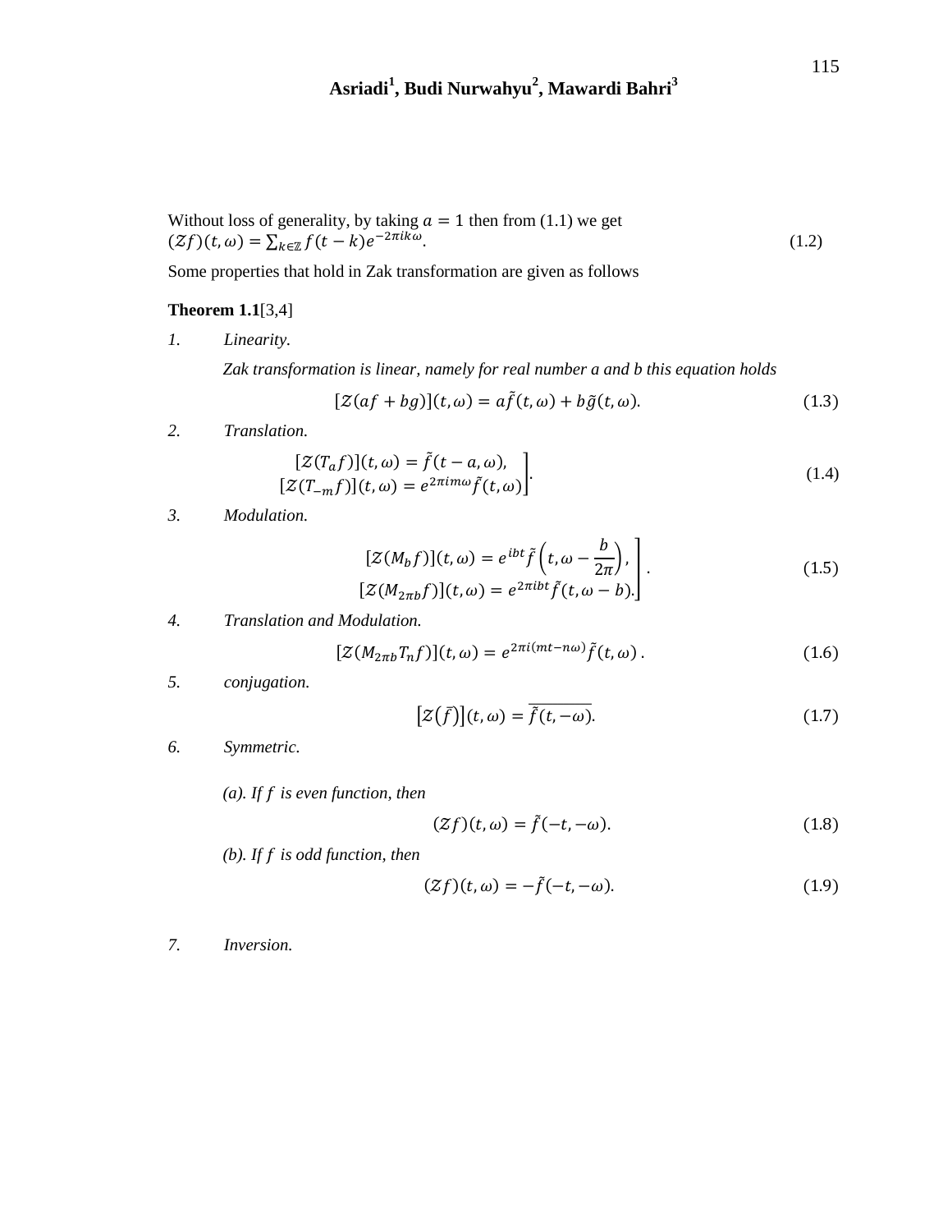Without loss of generality, by taking $a = 1$ then from (1.1) we get

$$(\mathcal{Z}f)(t,\omega) = \sum_{k\in\mathbb{Z}} f(t-k)e^{-2\pi ik\omega}. \tag{1.2}$$

Some properties that hold in Zak transformation are given as follows

**Theorem 1.1**[3,4]

1. *Linearity.*

   *Zak transformation is linear, namely for real number a and b this equation holds*

$$[\mathcal{Z}(af+bg)](t,\omega) = a\tilde{f}(t,\omega) + b\tilde{g}(t,\omega). \tag{1.3}$$

2. *Translation.*

$$\left.\begin{array}{r} [\mathcal{Z}(T_a f)](t,\omega) = \tilde{f}(t-a,\omega), \\ [\mathcal{Z}(T_{-m} f)](t,\omega) = e^{2\pi im\omega}\tilde{f}(t,\omega) \end{array}\right]. \tag{1.4}$$

3. *Modulation.*

$$\left.\begin{array}{r} [\mathcal{Z}(M_b f)](t,\omega) = e^{ibt}\tilde{f}\left(t,\omega-\dfrac{b}{2\pi}\right), \\ [\mathcal{Z}(M_{2\pi b} f)](t,\omega) = e^{2\pi ibt}\tilde{f}(t,\omega-b). \end{array}\right]. \tag{1.5}$$

4. *Translation and Modulation.*

$$[\mathcal{Z}(M_{2\pi b}T_n f)](t,\omega) = e^{2\pi i(mt-n\omega)}\tilde{f}(t,\omega). \tag{1.6}$$

5. *conjugation.*

$$[\mathcal{Z}(\bar{f})](t,\omega) = \overline{\tilde{f}(t,-\omega)}. \tag{1.7}$$

6. *Symmetric.*

   *(a). If $f$ is even function, then*

$$(\mathcal{Z}f)(t,\omega) = \tilde{f}(-t,-\omega). \tag{1.8}$$

   *(b). If $f$ is odd function, then*

$$(\mathcal{Z}f)(t,\omega) = -\tilde{f}(-t,-\omega). \tag{1.9}$$

7. *Inversion.*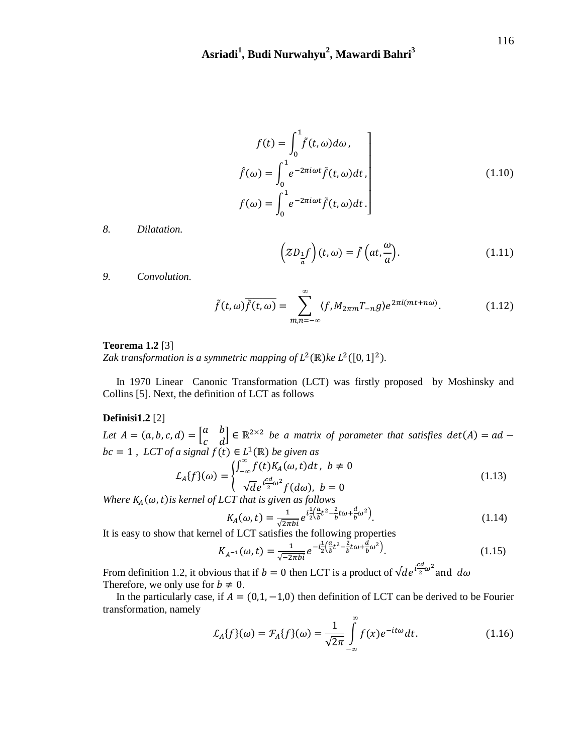$$
\left.\begin{aligned}
f(t) &= \int_0^1 \tilde{f}(t,\omega)d\omega\,, \\
\hat{f}(\omega) &= \int_0^1 e^{-2\pi i\omega t}\tilde{f}(t,\omega)dt\,, \\
f(\omega) &= \int_0^1 e^{-2\pi i\omega t}\tilde{f}(t,\omega)dt\,.
\end{aligned}\right] \tag{1.10}
$$

*8. Dilatation.*

$$
\left(\mathcal{Z}D_{\frac{1}{a}}f\right)(t,\omega) = \tilde{f}\left(at,\frac{\omega}{a}\right). \tag{1.11}
$$

*9. Convolution.*

$$
\tilde{f}(t,\omega)\overline{\tilde{f}(t,\omega)} = \sum_{m,n=-\infty}^{\infty}\langle f, M_{2\pi m}T_{-n}g\rangle e^{2\pi i(mt+n\omega)}. \tag{1.12}
$$

**Teorema 1.2** [3]
*Zak transformation is a symmetric mapping of $L^2(\mathbb{R})$ke $L^2([0,1]^2)$.*

In 1970 Linear Canonic Transformation (LCT) was firstly proposed by Moshinsky and Collins [5]. Next, the definition of LCT as follows

**Definisi1.2** [2]
*Let $A=(a,b,c,d)=\begin{bmatrix} a & b \\ c & d\end{bmatrix}\in\mathbb{R}^{2\times 2}$ be a matrix of parameter that satisfies $det(A)=ad-bc=1$ , LCT of a signal $f(t)\in L^1(\mathbb{R})$ be given as*

$$
\mathcal{L}_A\{f\}(\omega) = \begin{cases} \int_{-\infty}^{\infty} f(t)K_A(\omega,t)dt\,, & b\neq 0 \\ \sqrt{d}e^{i\frac{cd}{2}\omega^2}f(d\omega), & b=0 \end{cases} \tag{1.13}
$$

*Where $K_A(\omega,t)$ is kernel of LCT that is given as follows*

$$
K_A(\omega,t) = \frac{1}{\sqrt{2\pi bi}}e^{i\frac{1}{2}\left(\frac{a}{b}t^2-\frac{2}{b}t\omega+\frac{d}{b}\omega^2\right)}. \tag{1.14}
$$

It is easy to show that kernel of LCT satisfies the following properties

$$
K_{A^{-1}}(\omega,t) = \frac{1}{\sqrt{-2\pi bi}}e^{-i\frac{1}{2}\left(\frac{a}{b}t^2-\frac{2}{b}t\omega+\frac{d}{b}\omega^2\right)}. \tag{1.15}
$$

From definition 1.2, it obvious that if $b=0$ then LCT is a product of $\sqrt{d}e^{i\frac{cd}{2}\omega^2}$ and $d\omega$
Therefore, we only use for $b\neq 0$.

In the particularly case, if $A=(0,1,-1,0)$ then definition of LCT can be derived to be Fourier transformation, namely

$$
\mathcal{L}_A\{f\}(\omega) = \mathcal{F}_A\{f\}(\omega) = \frac{1}{\sqrt{2\pi}}\int_{-\infty}^{\infty} f(x)e^{-it\omega}dt. \tag{1.16}
$$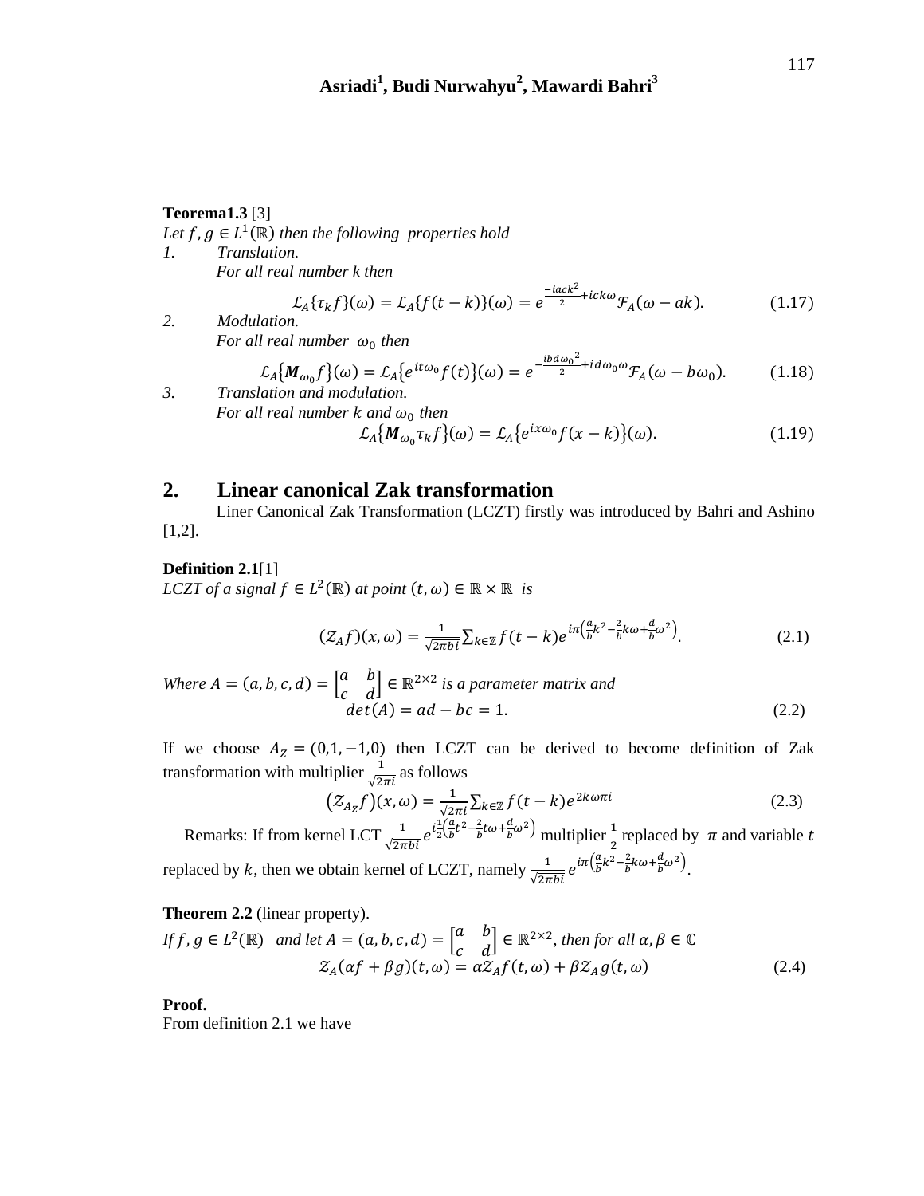**Teorema1.3** [3]
*Let $f, g \in L^1(\mathbb{R})$ then the following properties hold*

1. *Translation.*
   *For all real number $k$ then*

$$\mathcal{L}_A\{\tau_k f\}(\omega) = \mathcal{L}_A\{f(t-k)\}(\omega) = e^{\frac{-iack^2}{2}+ick\omega}\mathcal{F}_A(\omega - ak). \tag{1.17}$$

2. *Modulation.*
   *For all real number $\omega_0$ then*

$$\mathcal{L}_A\{\boldsymbol{M}_{\omega_0} f\}(\omega) = \mathcal{L}_A\{e^{it\omega_0} f(t)\}(\omega) = e^{-\frac{ibd\omega_0{}^2}{2}+id\omega_0\omega}\mathcal{F}_A(\omega - b\omega_0). \tag{1.18}$$

3. *Translation and modulation.*
   *For all real number $k$ and $\omega_0$ then*

$$\mathcal{L}_A\{\boldsymbol{M}_{\omega_0}\tau_k f\}(\omega) = \mathcal{L}_A\{e^{ix\omega_0} f(x-k)\}(\omega). \tag{1.19}$$

## 2. Linear canonical Zak transformation

Liner Canonical Zak Transformation (LCZT) firstly was introduced by Bahri and Ashino [1,2].

**Definition 2.1**[1]
*LCZT of a signal $f \in L^2(\mathbb{R})$ at point $(t, \omega) \in \mathbb{R} \times \mathbb{R}$ is*

$$(\mathcal{Z}_A f)(x, \omega) = \frac{1}{\sqrt{2\pi bi}} \sum_{k\in\mathbb{Z}} f(t-k) e^{i\pi\left(\frac{a}{b}k^2 - \frac{2}{b}k\omega + \frac{d}{b}\omega^2\right)}. \tag{2.1}$$

*Where $A = (a, b, c, d) = \begin{bmatrix} a & b \\ c & d \end{bmatrix} \in \mathbb{R}^{2\times 2}$ is a parameter matrix and*

$$det(A) = ad - bc = 1. \tag{2.2}$$

If we choose $A_Z = (0,1,-1,0)$ then LCZT can be derived to become definition of Zak transformation with multiplier $\frac{1}{\sqrt{2\pi i}}$ as follows

$$\left(\mathcal{Z}_{A_Z} f\right)(x, \omega) = \frac{1}{\sqrt{2\pi i}} \sum_{k\in\mathbb{Z}} f(t-k) e^{2k\omega\pi i} \tag{2.3}$$

Remarks: If from kernel LCT $\frac{1}{\sqrt{2\pi bi}} e^{i\frac{1}{2}\left(\frac{a}{b}t^2 - \frac{2}{b}t\omega + \frac{d}{b}\omega^2\right)}$ multiplier $\frac{1}{2}$ replaced by $\pi$ and variable $t$ replaced by $k$, then we obtain kernel of LCZT, namely $\frac{1}{\sqrt{2\pi bi}} e^{i\pi\left(\frac{a}{b}k^2 - \frac{2}{b}k\omega + \frac{d}{b}\omega^2\right)}$.

**Theorem 2.2** (linear property).
*If $f, g \in L^2(\mathbb{R})$ and let $A = (a, b, c, d) = \begin{bmatrix} a & b \\ c & d \end{bmatrix} \in \mathbb{R}^{2\times 2}$, then for all $\alpha, \beta \in \mathbb{C}$*

$$\mathcal{Z}_A(\alpha f + \beta g)(t, \omega) = \alpha \mathcal{Z}_A f(t, \omega) + \beta \mathcal{Z}_A g(t, \omega) \tag{2.4}$$

**Proof.**
From definition 2.1 we have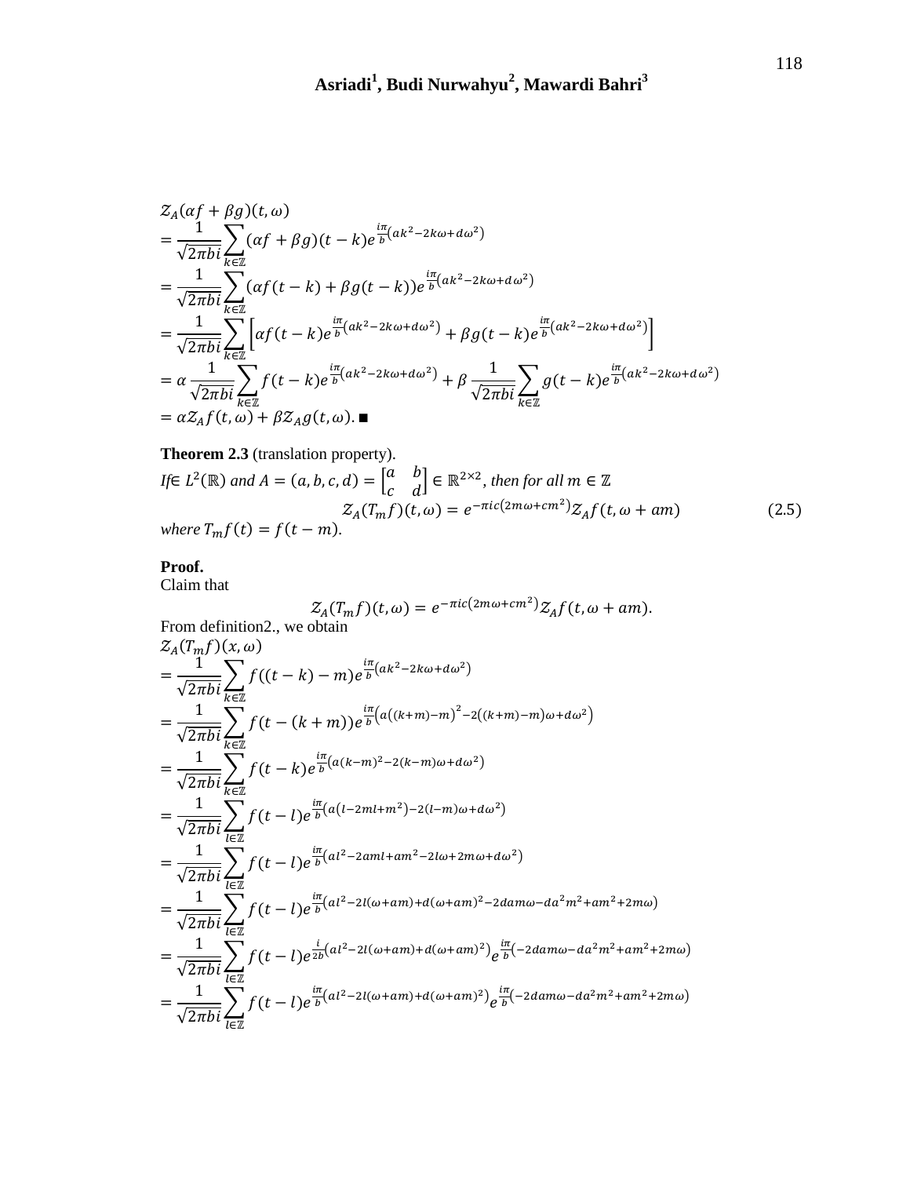$$
\begin{aligned}
&\mathcal{Z}_A(\alpha f + \beta g)(t, \omega) \\
&= \frac{1}{\sqrt{2\pi b i}} \sum_{k \in \mathbb{Z}} (\alpha f + \beta g)(t - k) e^{\frac{i\pi}{b}\left(ak^2 - 2k\omega + d\omega^2\right)} \\
&= \frac{1}{\sqrt{2\pi b i}} \sum_{k \in \mathbb{Z}} (\alpha f(t - k) + \beta g(t - k)) e^{\frac{i\pi}{b}\left(ak^2 - 2k\omega + d\omega^2\right)} \\
&= \frac{1}{\sqrt{2\pi b i}} \sum_{k \in \mathbb{Z}} \left[\alpha f(t - k) e^{\frac{i\pi}{b}\left(ak^2 - 2k\omega + d\omega^2\right)} + \beta g(t - k) e^{\frac{i\pi}{b}\left(ak^2 - 2k\omega + d\omega^2\right)}\right] \\
&= \alpha \frac{1}{\sqrt{2\pi b i}} \sum_{k \in \mathbb{Z}} f(t - k) e^{\frac{i\pi}{b}\left(ak^2 - 2k\omega + d\omega^2\right)} + \beta \frac{1}{\sqrt{2\pi b i}} \sum_{k \in \mathbb{Z}} g(t - k) e^{\frac{i\pi}{b}\left(ak^2 - 2k\omega + d\omega^2\right)} \\
&= \alpha \mathcal{Z}_A f(t, \omega) + \beta \mathcal{Z}_A g(t, \omega). \blacksquare
\end{aligned}
$$

**Theorem 2.3** (translation property).
*If* $\in L^2(\mathbb{R})$ *and* $A = (a, b, c, d) = \begin{bmatrix} a & b \\ c & d \end{bmatrix} \in \mathbb{R}^{2\times 2}$, *then for all* $m \in \mathbb{Z}$

$$
\mathcal{Z}_A(T_m f)(t, \omega) = e^{-\pi i c\left(2m\omega + cm^2\right)} \mathcal{Z}_A f(t, \omega + am) \tag{2.5}
$$

*where* $T_m f(t) = f(t - m)$.

**Proof.**
Claim that

$$
\mathcal{Z}_A(T_m f)(t, \omega) = e^{-\pi i c\left(2m\omega + cm^2\right)} \mathcal{Z}_A f(t, \omega + am).
$$

From definition2., we obtain

$$
\begin{aligned}
&\mathcal{Z}_A(T_m f)(x, \omega) \\
&= \frac{1}{\sqrt{2\pi b i}} \sum_{k \in \mathbb{Z}} f((t - k) - m) e^{\frac{i\pi}{b}\left(ak^2 - 2k\omega + d\omega^2\right)} \\
&= \frac{1}{\sqrt{2\pi b i}} \sum_{k \in \mathbb{Z}} f(t - (k + m)) e^{\frac{i\pi}{b}\left(a\left((k+m) - m\right)^2 - 2\left((k+m) - m\right)\omega + d\omega^2\right)} \\
&= \frac{1}{\sqrt{2\pi b i}} \sum_{k \in \mathbb{Z}} f(t - k) e^{\frac{i\pi}{b}\left(a(k-m)^2 - 2(k-m)\omega + d\omega^2\right)} \\
&= \frac{1}{\sqrt{2\pi b i}} \sum_{l \in \mathbb{Z}} f(t - l) e^{\frac{i\pi}{b}\left(a\left(l - 2ml + m^2\right) - 2(l - m)\omega + d\omega^2\right)} \\
&= \frac{1}{\sqrt{2\pi b i}} \sum_{l \in \mathbb{Z}} f(t - l) e^{\frac{i\pi}{b}\left(al^2 - 2aml + am^2 - 2l\omega + 2m\omega + d\omega^2\right)} \\
&= \frac{1}{\sqrt{2\pi b i}} \sum_{l \in \mathbb{Z}} f(t - l) e^{\frac{i\pi}{b}\left(al^2 - 2l(\omega + am) + d(\omega + am)^2 - 2dam\omega - da^2m^2 + am^2 + 2m\omega\right)} \\
&= \frac{1}{\sqrt{2\pi b i}} \sum_{l \in \mathbb{Z}} f(t - l) e^{\frac{i}{2b}\left(al^2 - 2l(\omega + am) + d(\omega + am)^2\right)} e^{\frac{i\pi}{b}\left(-2dam\omega - da^2m^2 + am^2 + 2m\omega\right)} \\
&= \frac{1}{\sqrt{2\pi b i}} \sum_{l \in \mathbb{Z}} f(t - l) e^{\frac{i\pi}{b}\left(al^2 - 2l(\omega + am) + d(\omega + am)^2\right)} e^{\frac{i\pi}{b}\left(-2dam\omega - da^2m^2 + am^2 + 2m\omega\right)}
\end{aligned}
$$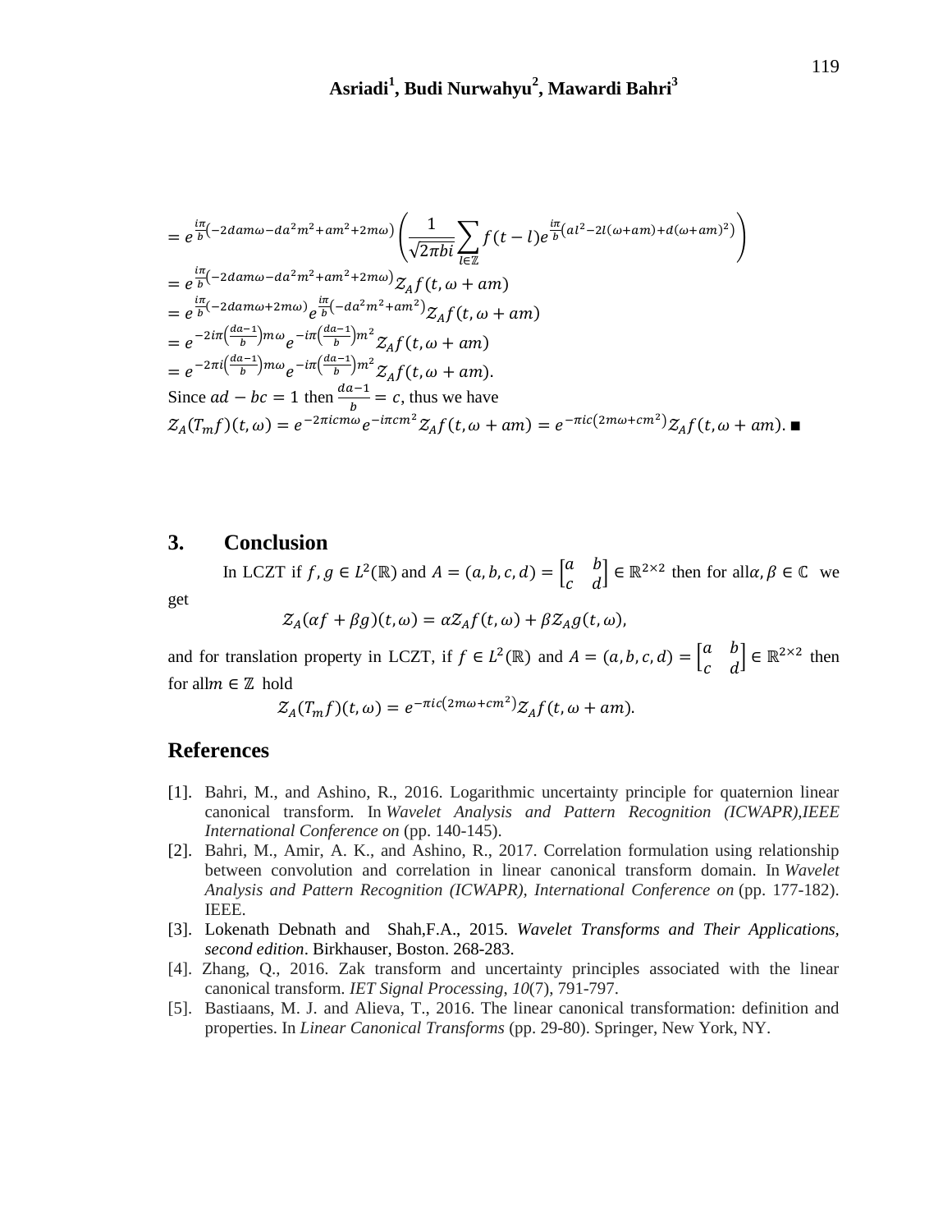$$= e^{\frac{i\pi}{b}\left(-2dam\omega - da^2m^2 + am^2 + 2m\omega\right)} \left( \frac{1}{\sqrt{2\pi bi}} \sum_{l\in\mathbb{Z}} f(t-l) e^{\frac{i\pi}{b}\left(al^2 - 2l(\omega + am) + d(\omega + am)^2\right)} \right)$$

$$= e^{\frac{i\pi}{b}\left(-2dam\omega - da^2m^2 + am^2 + 2m\omega\right)} \mathcal{Z}_A f(t, \omega + am)$$

$$= e^{\frac{i\pi}{b}\left(-2dam\omega + 2m\omega\right)} e^{\frac{i\pi}{b}\left(-da^2m^2 + am^2\right)} \mathcal{Z}_A f(t, \omega + am)$$

$$= e^{-2i\pi\left(\frac{da-1}{b}\right)m\omega} e^{-i\pi\left(\frac{da-1}{b}\right)m^2} \mathcal{Z}_A f(t, \omega + am)$$

$$= e^{-2\pi i\left(\frac{da-1}{b}\right)m\omega} e^{-i\pi\left(\frac{da-1}{b}\right)m^2} \mathcal{Z}_A f(t, \omega + am).$$

Since $ad - bc = 1$ then $\frac{da-1}{b} = c$, thus we have

$$\mathcal{Z}_A(T_m f)(t, \omega) = e^{-2\pi icm\omega} e^{-i\pi cm^2} \mathcal{Z}_A f(t, \omega + am) = e^{-\pi ic(2m\omega + cm^2)} \mathcal{Z}_A f(t, \omega + am). \blacksquare$$

## 3. Conclusion

In LCZT if $f, g \in L^2(\mathbb{R})$ and $A = (a, b, c, d) = \begin{bmatrix} a & b \\ c & d \end{bmatrix} \in \mathbb{R}^{2\times 2}$ then for all $\alpha, \beta \in \mathbb{C}$ we get

$$\mathcal{Z}_A(\alpha f + \beta g)(t, \omega) = \alpha \mathcal{Z}_A f(t, \omega) + \beta \mathcal{Z}_A g(t, \omega),$$

and for translation property in LCZT, if $f \in L^2(\mathbb{R})$ and $A = (a, b, c, d) = \begin{bmatrix} a & b \\ c & d \end{bmatrix} \in \mathbb{R}^{2\times 2}$ then for all $m \in \mathbb{Z}$ hold

$$\mathcal{Z}_A(T_m f)(t, \omega) = e^{-\pi ic(2m\omega + cm^2)} \mathcal{Z}_A f(t, \omega + am).$$

## References

[1]. Bahri, M., and Ashino, R., 2016. Logarithmic uncertainty principle for quaternion linear canonical transform. In *Wavelet Analysis and Pattern Recognition (ICWAPR),IEEE International Conference on* (pp. 140-145).

[2]. Bahri, M., Amir, A. K., and Ashino, R., 2017. Correlation formulation using relationship between convolution and correlation in linear canonical transform domain. In *Wavelet Analysis and Pattern Recognition (ICWAPR), International Conference on* (pp. 177-182). IEEE.

[3]. Lokenath Debnath and Shah,F.A., 2015. *Wavelet Transforms and Their Applications, second edition*. Birkhauser, Boston. 268-283.

[4]. Zhang, Q., 2016. Zak transform and uncertainty principles associated with the linear canonical transform. *IET Signal Processing*, *10*(7), 791-797.

[5]. Bastiaans, M. J. and Alieva, T., 2016. The linear canonical transformation: definition and properties. In *Linear Canonical Transforms* (pp. 29-80). Springer, New York, NY.